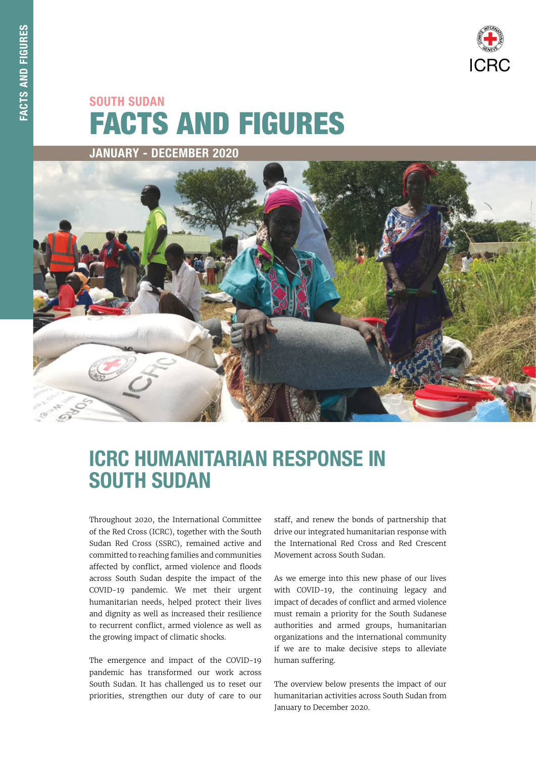# SOUTH SUDAN

# FACTS AND FIGURES

## JANUARY - DECEMBER 2020

## ICRC HUMANITARIAN RESPONSE IN SOUTH SUDAN

Throughout 2020, the International Committee of the Red Cross (ICRC), together with the South Sudan Red Cross (SSRC), remained active and committed to reaching families and communities affected by conflict, armed violence and floods across South Sudan despite the impact of the COVID-19 pandemic. We met their urgent humanitarian needs, helped protect their lives and dignity as well as increased their resilience to recurrent conflict, armed violence as well as the growing impact of climatic shocks.

The emergence and impact of the COVID-19 pandemic has transformed our work across South Sudan. It has challenged us to reset our priorities, strengthen our duty of care to our staff, and renew the bonds of partnership that drive our integrated humanitarian response with the International Red Cross and Red Crescent Movement across South Sudan.

As we emerge into this new phase of our lives with COVID-19, the continuing legacy and impact of decades of conflict and armed violence must remain a priority for the South Sudanese authorities and armed groups, humanitarian organizations and the international community if we are to make decisive steps to alleviate human suffering.

The overview below presents the impact of our humanitarian activities across South Sudan from January to December 2020.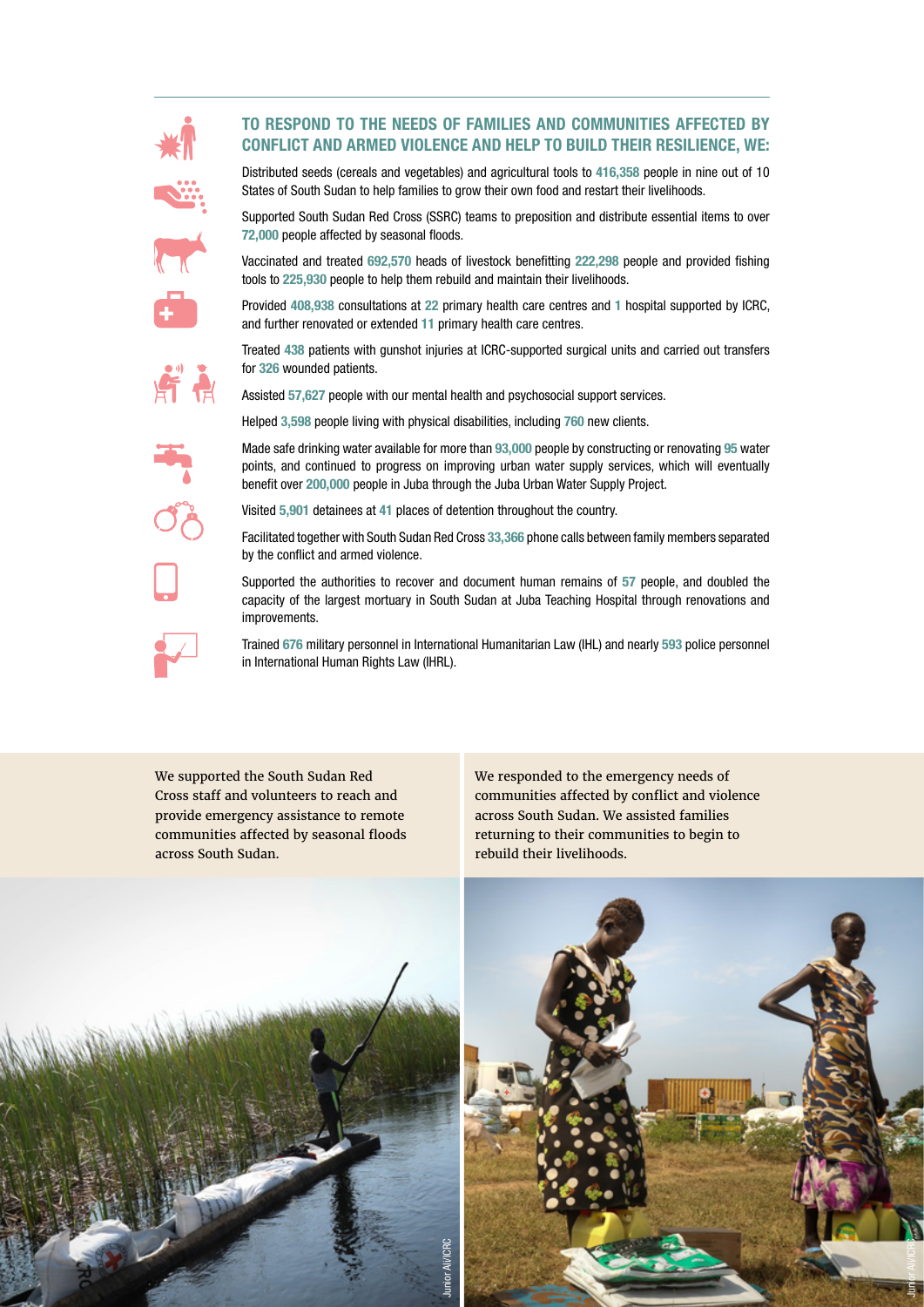## TO RESPOND TO THE NEEDS OF FAMILIES AND COMMUNITIES AFFECTED BY CONFLICT AND ARMED VIOLENCE AND HELP TO BUILD THEIR RESILIENCE, WE:

Distributed seeds (cereals and vegetables) and agricultural tools to **416,358** people in nine out of 10 States of South Sudan to help families to grow their own food and restart their livelihoods.

Supported South Sudan Red Cross (SSRC) teams to preposition and distribute essential items to over **72,000** people affected by seasonal floods.

Vaccinated and treated **692,570** heads of livestock benefitting **222,298** people and provided fishing tools to **225,930** people to help them rebuild and maintain their livelihoods.

Provided **408,938** consultations at **22** primary health care centres and **1** hospital supported by ICRC, and further renovated or extended **11** primary health care centres.

Treated **438** patients with gunshot injuries at ICRC-supported surgical units and carried out transfers for **326** wounded patients.

Assisted **57,627** people with our mental health and psychosocial support services.

Helped **3,598** people living with physical disabilities, including **760** new clients.

Made safe drinking water available for more than **93,000** people by constructing or renovating **95** water points, and continued to progress on improving urban water supply services, which will eventually benefit over **200,000** people in Juba through the Juba Urban Water Supply Project.

Visited **5,901** detainees at **41** places of detention throughout the country.

Facilitated together with South Sudan Red Cross **33,366** phone calls between family members separated by the conflict and armed violence.

Supported the authorities to recover and document human remains of **57** people, and doubled the capacity of the largest mortuary in South Sudan at Juba Teaching Hospital through renovations and improvements.

Trained **676** military personnel in International Humanitarian Law (IHL) and nearly **593** police personnel in International Human Rights Law (IHRL).

We supported the South Sudan Red Cross staff and volunteers to reach and provide emergency assistance to remote communities affected by seasonal floods across South Sudan.

Junior Ali/ICRC

We responded to the emergency needs of communities affected by conflict and violence across South Sudan. We assisted families returning to their communities to begin to rebuild their livelihoods.

Junior Ali/ICRC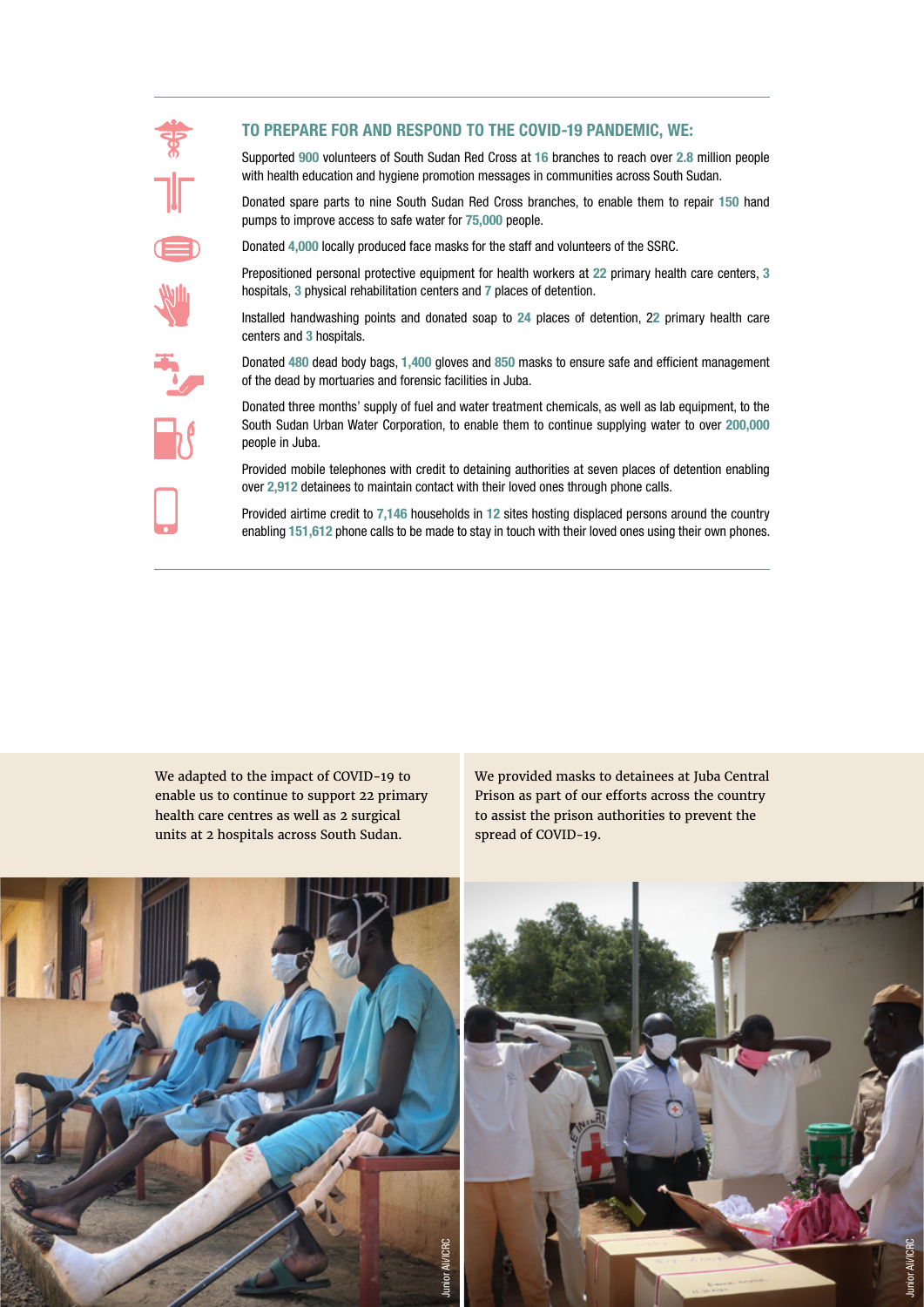## TO PREPARE FOR AND RESPOND TO THE COVID-19 PANDEMIC, WE:

Supported **900** volunteers of South Sudan Red Cross at **16** branches to reach over **2.8** million people with health education and hygiene promotion messages in communities across South Sudan.

Donated spare parts to nine South Sudan Red Cross branches, to enable them to repair **150** hand pumps to improve access to safe water for **75,000** people.

Donated **4,000** locally produced face masks for the staff and volunteers of the SSRC.

Prepositioned personal protective equipment for health workers at **22** primary health care centers, **3** hospitals, **3** physical rehabilitation centers and **7** places of detention.

Installed handwashing points and donated soap to **24** places of detention, 2**2** primary health care centers and **3** hospitals.

Donated **480** dead body bags, **1,400** gloves and **850** masks to ensure safe and efficient management of the dead by mortuaries and forensic facilities in Juba.

Donated three months' supply of fuel and water treatment chemicals, as well as lab equipment, to the South Sudan Urban Water Corporation, to enable them to continue supplying water to over **200,000** people in Juba.

Provided mobile telephones with credit to detaining authorities at seven places of detention enabling over **2,912** detainees to maintain contact with their loved ones through phone calls.

Provided airtime credit to **7,146** households in **12** sites hosting displaced persons around the country enabling **151,612** phone calls to be made to stay in touch with their loved ones using their own phones.

We adapted to the impact of COVID-19 to enable us to continue to support 22 primary health care centres as well as 2 surgical units at 2 hospitals across South Sudan.

Junior Ali/ICRC

We provided masks to detainees at Juba Central Prison as part of our efforts across the country to assist the prison authorities to prevent the spread of COVID-19.

Junior Ali/ICRC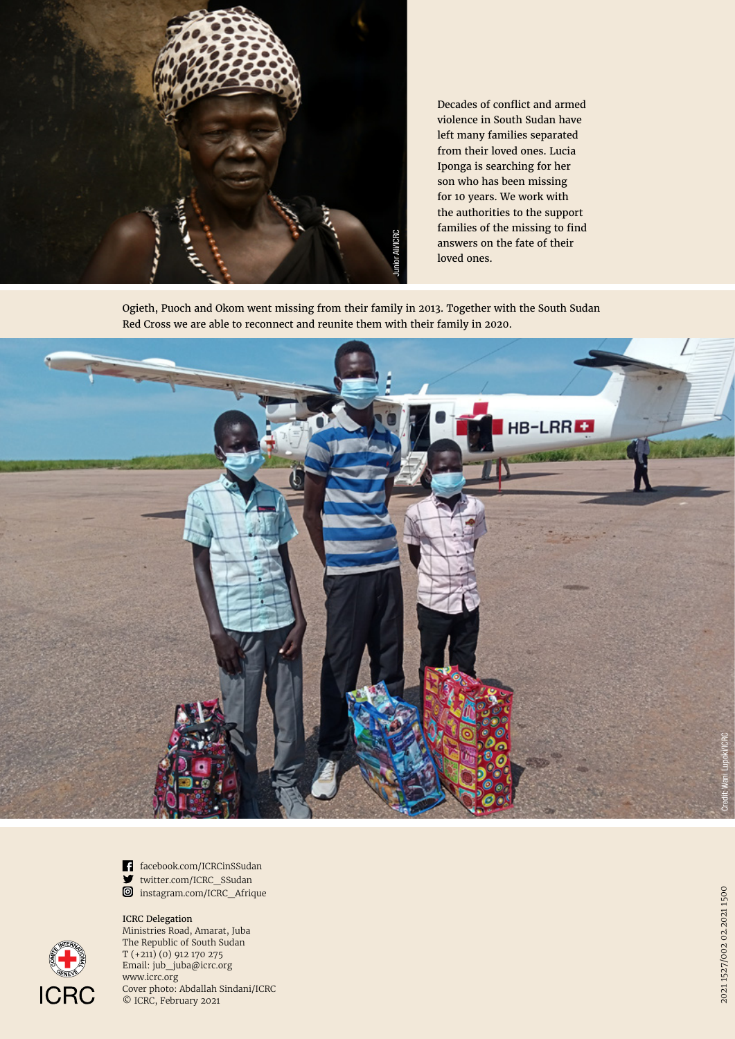Decades of conflict and armed violence in South Sudan have left many families separated from their loved ones. Lucia Iponga is searching for her son who has been missing for 10 years. We work with the authorities to the support families of the missing to find answers on the fate of their loved ones.

Junior Ali/ICRC

Ogieth, Puoch and Okom went missing from their family in 2013. Together with the South Sudan Red Cross we are able to reconnect and reunite them with their family in 2020.

Credit: Wani Lupoki/ICRC

facebook.com/ICRCinSSudan
twitter.com/ICRC_SSudan
instagram.com/ICRC_Afrique

**ICRC Delegation**
Ministries Road, Amarat, Juba
The Republic of South Sudan
T (+211) (0) 912 170 275
Email: jub_juba@icrc.org
www.icrc.org
Cover photo: Abdallah Sindani/ICRC
© ICRC, February 2021

2021 1527/002 02.2021 1500